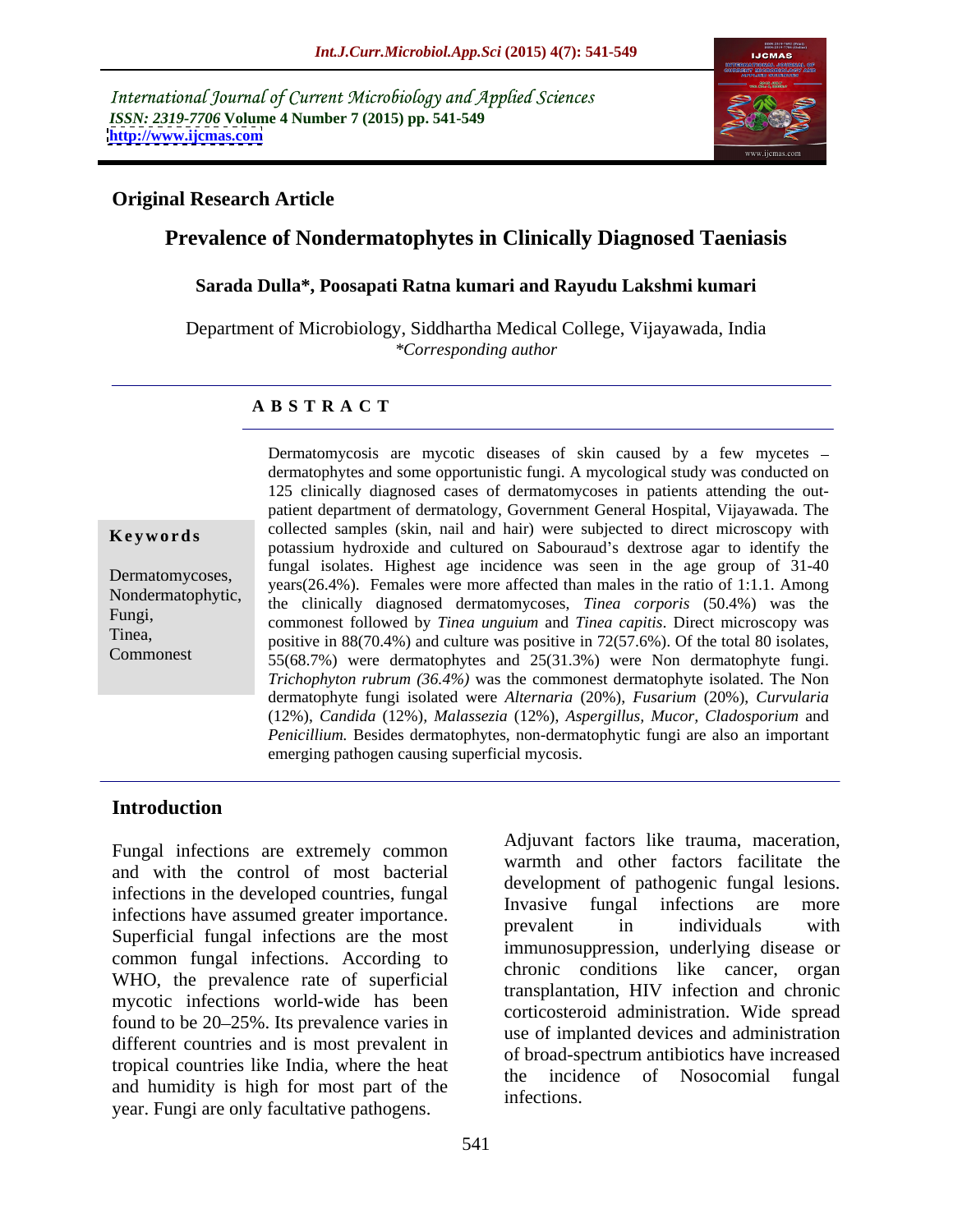International Journal of Current Microbiology and Applied Sciences
*ISSN: 2319-7706* **Volume 4 Number 7 (2015) pp. 541-549**
**http://www.ijcmas.com**

**Original Research Article**

# Prevalence of Nondermatophytes in Clinically Diagnosed Taeniasis

**Sarada Dulla\*, Poosapati Ratna kumari and Rayudu Lakshmi kumari**

Department of Microbiology, Siddhartha Medical College, Vijayawada, India
*\*Corresponding author*

## ABSTRACT

**Keywords**

Dermatomycoses, Nondermatophytic, Fungi, Tinea, Commonest

Dermatomycosis are mycotic diseases of skin caused by a few mycetes – dermatophytes and some opportunistic fungi. A mycological study was conducted on 125 clinically diagnosed cases of dermatomycoses in patients attending the out-patient department of dermatology, Government General Hospital, Vijayawada. The collected samples (skin, nail and hair) were subjected to direct microscopy with potassium hydroxide and cultured on Sabouraud's dextrose agar to identify the fungal isolates. Highest age incidence was seen in the age group of 31-40 years(26.4%). Females were more affected than males in the ratio of 1:1.1. Among the clinically diagnosed dermatomycoses, *Tinea corporis* (50.4%) was the commonest followed by *Tinea unguium* and *Tinea capitis*. Direct microscopy was positive in 88(70.4%) and culture was positive in 72(57.6%). Of the total 80 isolates, 55(68.7%) were dermatophytes and 25(31.3%) were Non dermatophyte fungi. *Trichophyton rubrum (36.4%)* was the commonest dermatophyte isolated. The Non dermatophyte fungi isolated were *Alternaria* (20%), *Fusarium* (20%), *Curvularia* (12%), *Candida* (12%), *Malassezia* (12%), *Aspergillus, Mucor, Cladosporium* and *Penicillium.* Besides dermatophytes, non-dermatophytic fungi are also an important emerging pathogen causing superficial mycosis.

## Introduction

Fungal infections are extremely common and with the control of most bacterial infections in the developed countries, fungal infections have assumed greater importance. Superficial fungal infections are the most common fungal infections. According to WHO, the prevalence rate of superficial mycotic infections world-wide has been found to be 20–25%. Its prevalence varies in different countries and is most prevalent in tropical countries like India, where the heat and humidity is high for most part of the year. Fungi are only facultative pathogens.

Adjuvant factors like trauma, maceration, warmth and other factors facilitate the development of pathogenic fungal lesions. Invasive fungal infections are more prevalent in individuals with immunosuppression, underlying disease or chronic conditions like cancer, organ transplantation, HIV infection and chronic corticosteroid administration. Wide spread use of implanted devices and administration of broad-spectrum antibiotics have increased the incidence of Nosocomial fungal infections.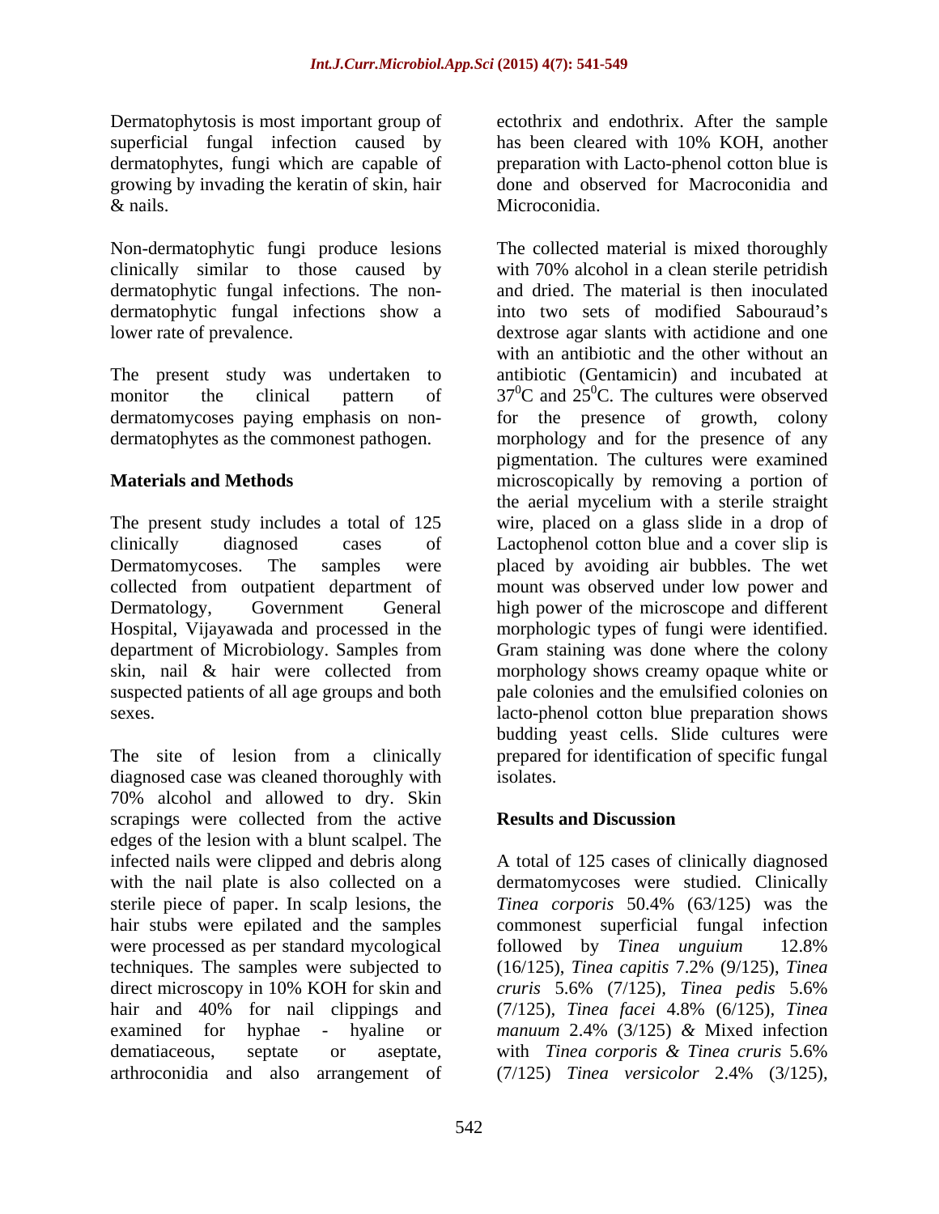Dermatophytosis is most important group of superficial fungal infection caused by dermatophytes, fungi which are capable of growing by invading the keratin of skin, hair & nails.

Non-dermatophytic fungi produce lesions clinically similar to those caused by dermatophytic fungal infections. The non-dermatophytic fungal infections show a lower rate of prevalence.

The present study was undertaken to monitor the clinical pattern of dermatomycoses paying emphasis on non-dermatophytes as the commonest pathogen.

## Materials and Methods

The present study includes a total of 125 clinically diagnosed cases of Dermatomycoses. The samples were collected from outpatient department of Dermatology, Government General Hospital, Vijayawada and processed in the department of Microbiology. Samples from skin, nail & hair were collected from suspected patients of all age groups and both sexes.

The site of lesion from a clinically diagnosed case was cleaned thoroughly with 70% alcohol and allowed to dry. Skin scrapings were collected from the active edges of the lesion with a blunt scalpel. The infected nails were clipped and debris along with the nail plate is also collected on a sterile piece of paper. In scalp lesions, the hair stubs were epilated and the samples were processed as per standard mycological techniques. The samples were subjected to direct microscopy in 10% KOH for skin and hair and 40% for nail clippings and examined for hyphae - hyaline or dematiaceous, septate or aseptate, arthroconidia and also arrangement of ectothrix and endothrix. After the sample has been cleared with 10% KOH, another preparation with Lacto-phenol cotton blue is done and observed for Macroconidia and Microconidia.

The collected material is mixed thoroughly with 70% alcohol in a clean sterile petridish and dried. The material is then inoculated into two sets of modified Sabouraud's dextrose agar slants with actidione and one with an antibiotic and the other without an antibiotic (Gentamicin) and incubated at $37^0$C and $25^0$C. The cultures were observed for the presence of growth, colony morphology and for the presence of any pigmentation. The cultures were examined microscopically by removing a portion of the aerial mycelium with a sterile straight wire, placed on a glass slide in a drop of Lactophenol cotton blue and a cover slip is placed by avoiding air bubbles. The wet mount was observed under low power and high power of the microscope and different morphologic types of fungi were identified. Gram staining was done where the colony morphology shows creamy opaque white or pale colonies and the emulsified colonies on lacto-phenol cotton blue preparation shows budding yeast cells. Slide cultures were prepared for identification of specific fungal isolates.

## Results and Discussion

A total of 125 cases of clinically diagnosed dermatomycoses were studied. Clinically *Tinea corporis* 50.4% (63/125) was the commonest superficial fungal infection followed by *Tinea unguium* 12.8% (16/125), *Tinea capitis* 7.2% (9/125), *Tinea cruris* 5.6% (7/125), *Tinea pedis* 5.6% (7/125), *Tinea facei* 4.8% (6/125), *Tinea manuum* 2.4% (3/125) & Mixed infection with *Tinea corporis & Tinea cruris* 5.6% (7/125) *Tinea versicolor* 2.4% (3/125),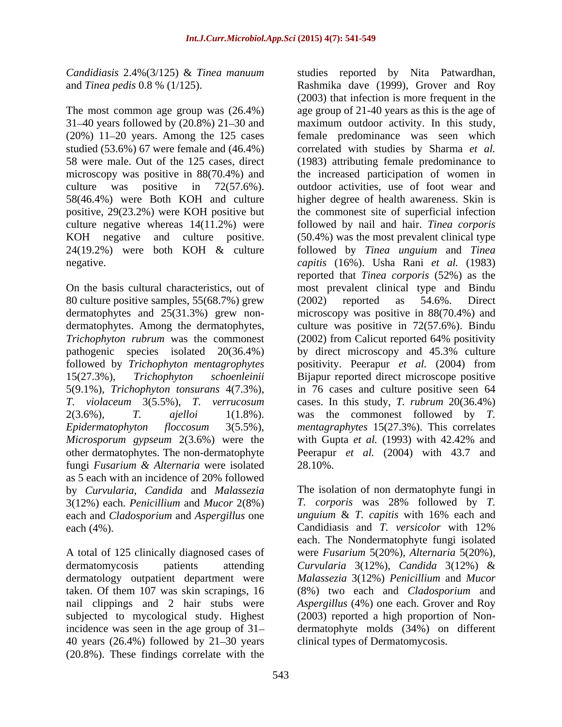*Candidiasis* 2.4%(3/125) & *Tinea manuum* and *Tinea pedis* 0.8 % (1/125).

The most common age group was (26.4%) 31–40 years followed by (20.8%) 21–30 and (20%) 11–20 years. Among the 125 cases studied (53.6%) 67 were female and (46.4%) 58 were male. Out of the 125 cases, direct microscopy was positive in 88(70.4%) and culture was positive in 72(57.6%). 58(46.4%) were Both KOH and culture positive, 29(23.2%) were KOH positive but culture negative whereas 14(11.2%) were KOH negative and culture positive. 24(19.2%) were both KOH & culture negative.

On the basis cultural characteristics, out of 80 culture positive samples, 55(68.7%) grew dermatophytes and 25(31.3%) grew non-dermatophytes. Among the dermatophytes, *Trichophyton rubrum* was the commonest pathogenic species isolated 20(36.4%) followed by *Trichophyton mentagrophytes* 15(27.3%), *Trichophyton schoenleinii* 5(9.1%), *Trichophyton tonsurans* 4(7.3%), *T. violaceum* 3(5.5%), *T. verrucosum* 2(3.6%), *T. ajelloi* 1(1.8%). *Epidermatophyton floccosum* 3(5.5%), *Microsporum gypseum* 2(3.6%) were the other dermatophytes. The non-dermatophyte fungi *Fusarium & Alternaria* were isolated as 5 each with an incidence of 20% followed by *Curvularia, Candida* and *Malassezia* 3(12%) each. *Penicillium* and *Mucor* 2(8%) each and *Cladosporium* and *Aspergillus* one each (4%).

A total of 125 clinically diagnosed cases of dermatomycosis patients attending dermatology outpatient department were taken. Of them 107 was skin scrapings, 16 nail clippings and 2 hair stubs were subjected to mycological study. Highest incidence was seen in the age group of 31–40 years (26.4%) followed by 21–30 years (20.8%). These findings correlate with the studies reported by Nita Patwardhan, Rashmika dave (1999), Grover and Roy (2003) that infection is more frequent in the age group of 21-40 years as this is the age of maximum outdoor activity. In this study, female predominance was seen which correlated with studies by Sharma *et al.* (1983) attributing female predominance to the increased participation of women in outdoor activities, use of foot wear and higher degree of health awareness. Skin is the commonest site of superficial infection followed by nail and hair. *Tinea corporis* (50.4%) was the most prevalent clinical type followed by *Tinea unguium* and *Tinea capitis* (16%). Usha Rani *et al.* (1983) reported that *Tinea corporis* (52%) as the most prevalent clinical type and Bindu (2002) reported as 54.6%. Direct microscopy was positive in 88(70.4%) and culture was positive in 72(57.6%). Bindu (2002) from Calicut reported 64% positivity by direct microscopy and 45.3% culture positivity. Peerapur *et al.* (2004) from Bijapur reported direct microscope positive in 76 cases and culture positive seen 64 cases. In this study, *T. rubrum* 20(36.4%) was the commonest followed by *T. mentagraphytes* 15(27.3%). This correlates with Gupta *et al.* (1993) with 42.42% and Peerapur *et al.* (2004) with 43.7 and 28.10%.

The isolation of non dermatophyte fungi in *T. corporis* was 28% followed by *T. unguium* & *T. capitis* with 16% each and Candidiasis and *T. versicolor* with 12% each. The Nondermatophyte fungi isolated were *Fusarium* 5(20%), *Alternaria* 5(20%), *Curvularia* 3(12%), *Candida* 3(12%) & *Malassezia* 3(12%) *Penicillium* and *Mucor* (8%) two each and *Cladosporium* and *Aspergillus* (4%) one each. Grover and Roy (2003) reported a high proportion of Non-dermatophyte molds (34%) on different clinical types of Dermatomycosis.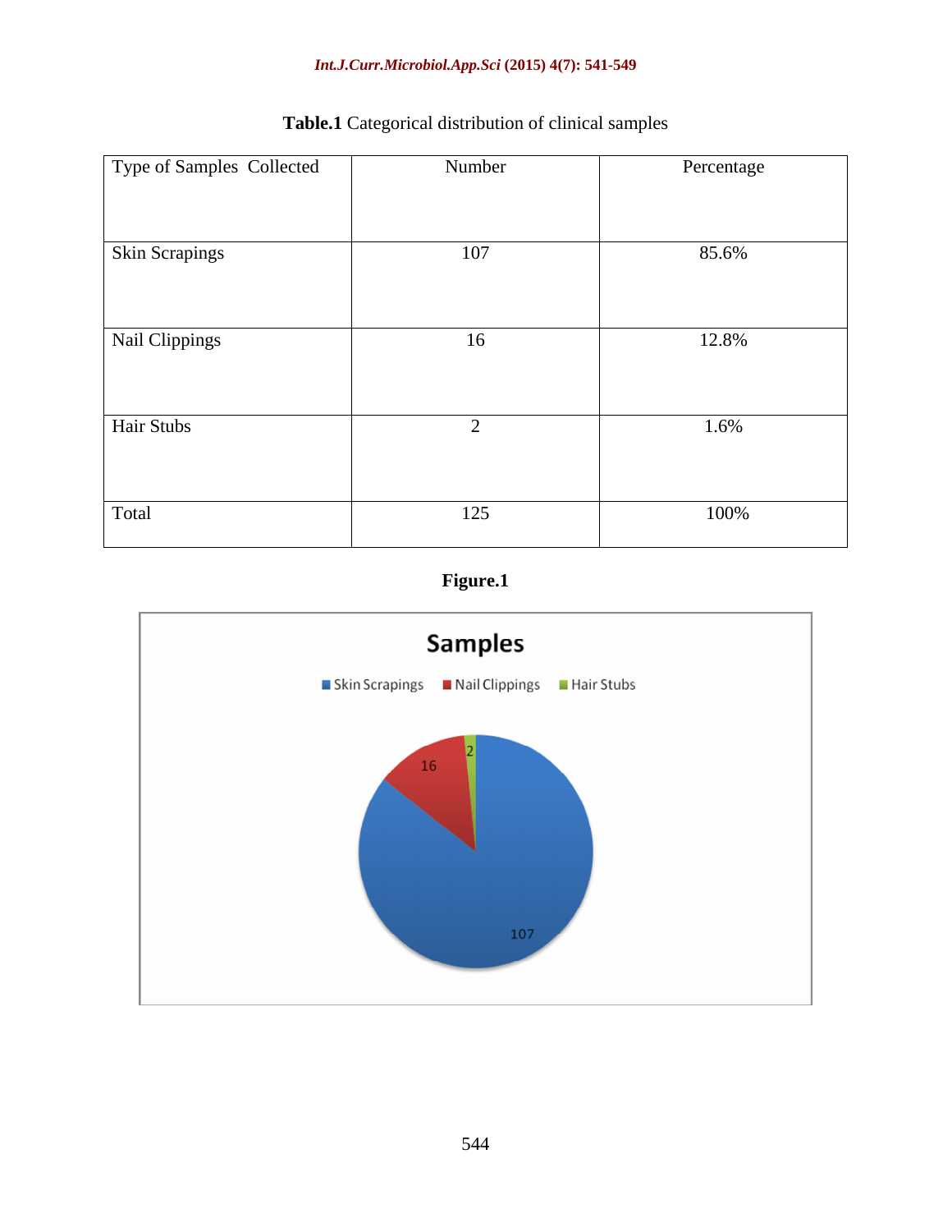**Table.1** Categorical distribution of clinical samples

| Type of Samples Collected | Number | Percentage |
|---|---|---|
| Skin Scrapings | 107 | 85.6% |
| Nail Clippings | 16 | 12.8% |
| Hair Stubs | 2 | 1.6% |
| Total | 125 | 100% |

**Figure.1**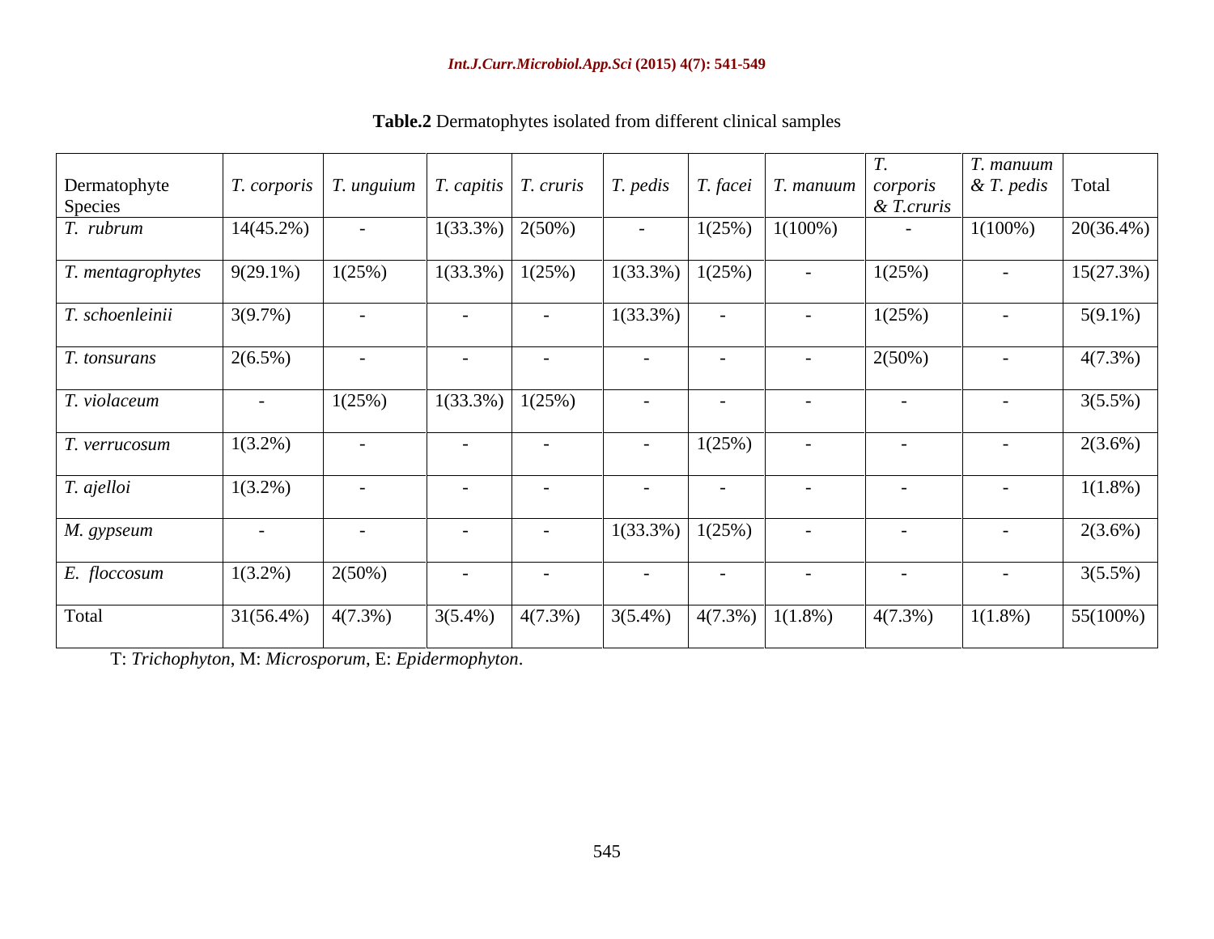**Table.2** Dermatophytes isolated from different clinical samples

| Dermatophyte Species | *T. corporis* | *T. unguium* | *T. capitis* | *T. cruris* | *T. pedis* | *T. facei* | *T. manuum* | *T. corporis & T.cruris* | *T. manuum & T. pedis* | Total |
|---|---|---|---|---|---|---|---|---|---|---|
| *T. rubrum* | 14(45.2%) | - | 1(33.3%) | 2(50%) | - | 1(25%) | 1(100%) | - | 1(100%) | 20(36.4%) |
| *T. mentagrophytes* | 9(29.1%) | 1(25%) | 1(33.3%) | 1(25%) | 1(33.3%) | 1(25%) | - | 1(25%) | - | 15(27.3%) |
| *T. schoenleinii* | 3(9.7%) | - | - | - | 1(33.3%) | - | - | 1(25%) | - | 5(9.1%) |
| *T. tonsurans* | 2(6.5%) | - | - | - | - | - | - | 2(50%) | - | 4(7.3%) |
| *T. violaceum* | - | 1(25%) | 1(33.3%) | 1(25%) | - | - | - | - | - | 3(5.5%) |
| *T. verrucosum* | 1(3.2%) | - | - | - | - | 1(25%) | - | - | - | 2(3.6%) |
| *T. ajelloi* | 1(3.2%) | - | - | - | - | - | - | - | - | 1(1.8%) |
| *M. gypseum* | - | - | - | - | 1(33.3%) | 1(25%) | - | - | - | 2(3.6%) |
| *E. floccosum* | 1(3.2%) | 2(50%) | - | - | - | - | - | - | - | 3(5.5%) |
| Total | 31(56.4%) | 4(7.3%) | 3(5.4%) | 4(7.3%) | 3(5.4%) | 4(7.3%) | 1(1.8%) | 4(7.3%) | 1(1.8%) | 55(100%) |

T: *Trichophyton*, M: *Microsporum*, E: *Epidermophyton*.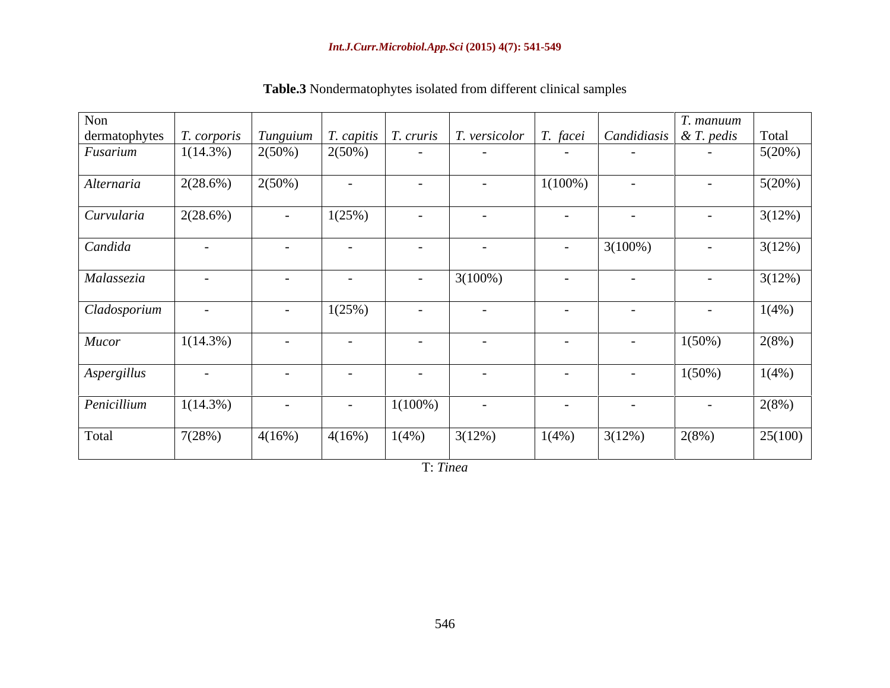**Table.3** Nondermatophytes isolated from different clinical samples

| Non dermatophytes | *T. corporis* | *Tunguium* | *T. capitis* | *T. cruris* | *T. versicolor* | *T. facei* | *Candidiasis* | *T. manuum & T. pedis* | Total |
|---|---|---|---|---|---|---|---|---|---|
| *Fusarium* | 1(14.3%) | 2(50%) | 2(50%) | - | - | - | - | - | 5(20%) |
| *Alternaria* | 2(28.6%) | 2(50%) | - | - | - | 1(100%) | - | - | 5(20%) |
| *Curvularia* | 2(28.6%) | - | 1(25%) | - | - | - | - | - | 3(12%) |
| *Candida* | - | - | - | - | - | - | 3(100%) | - | 3(12%) |
| *Malassezia* | - | - | - | - | 3(100%) | - | - | - | 3(12%) |
| *Cladosporium* | - | - | 1(25%) | - | - | - | - | - | 1(4%) |
| *Mucor* | 1(14.3%) | - | - | - | - | - | - | 1(50%) | 2(8%) |
| *Aspergillus* | - | - | - | - | - | - | - | 1(50%) | 1(4%) |
| *Penicillium* | 1(14.3%) | - | - | 1(100%) | - | - | - | - | 2(8%) |
| Total | 7(28%) | 4(16%) | 4(16%) | 1(4%) | 3(12%) | 1(4%) | 3(12%) | 2(8%) | 25(100) |

T: *Tinea*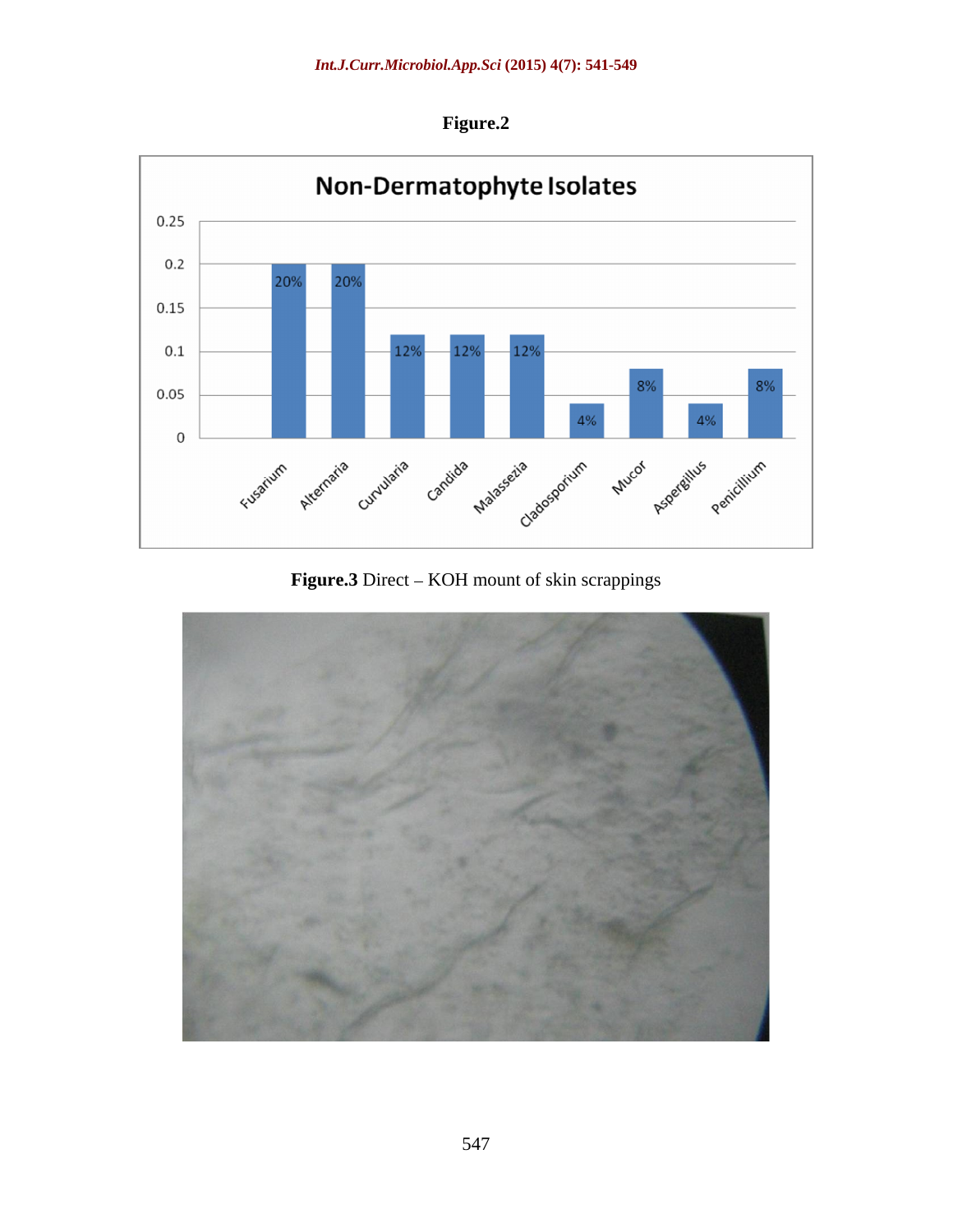**Figure.2**

**Figure.3** Direct – KOH mount of skin scrappings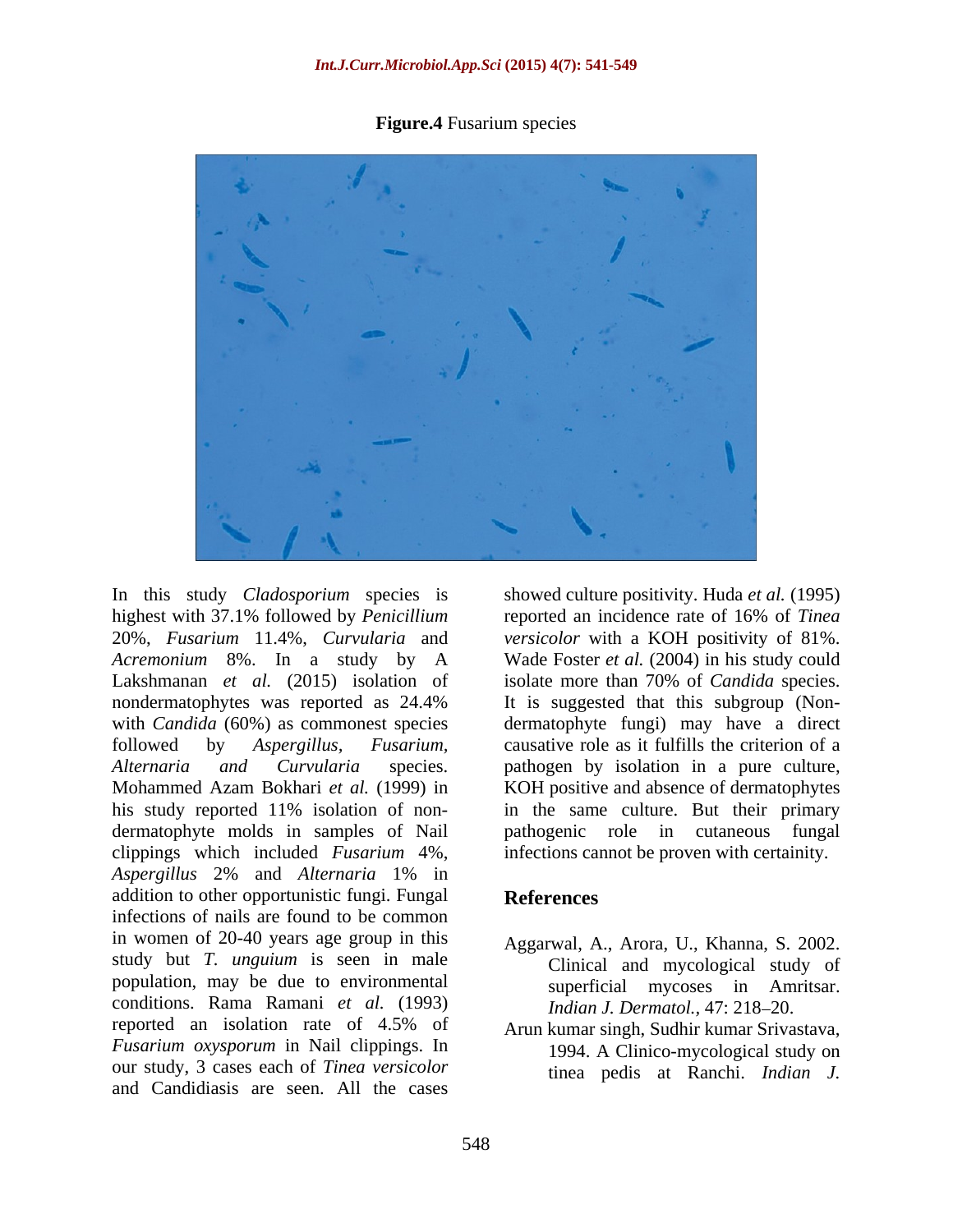**Figure.4** Fusarium species

In this study *Cladosporium* species is highest with 37.1% followed by *Penicillium* 20%, *Fusarium* 11.4%, *Curvularia* and *Acremonium* 8%. In a study by A Lakshmanan *et al.* (2015) isolation of nondermatophytes was reported as 24.4% with *Candida* (60%) as commonest species followed by *Aspergillus, Fusarium, Alternaria and Curvularia* species. Mohammed Azam Bokhari *et al.* (1999) in his study reported 11% isolation of non-dermatophyte molds in samples of Nail clippings which included *Fusarium* 4%, *Aspergillus* 2% and *Alternaria* 1% in addition to other opportunistic fungi. Fungal infections of nails are found to be common in women of 20-40 years age group in this study but *T. unguium* is seen in male population, may be due to environmental conditions. Rama Ramani *et al.* (1993) reported an isolation rate of 4.5% of *Fusarium oxysporum* in Nail clippings. In our study, 3 cases each of *Tinea versicolor* and Candidiasis are seen. All the cases showed culture positivity. Huda *et al.* (1995) reported an incidence rate of 16% of *Tinea versicolor* with a KOH positivity of 81%. Wade Foster *et al.* (2004) in his study could isolate more than 70% of *Candida* species. It is suggested that this subgroup (Non-dermatophyte fungi) may have a direct causative role as it fulfills the criterion of a pathogen by isolation in a pure culture, KOH positive and absence of dermatophytes in the same culture. But their primary pathogenic role in cutaneous fungal infections cannot be proven with certainity.

## References

Aggarwal, A., Arora, U., Khanna, S. 2002. Clinical and mycological study of superficial mycoses in Amritsar. *Indian J. Dermatol.,* 47: 218–20.

Arun kumar singh, Sudhir kumar Srivastava, 1994. A Clinico-mycological study on tinea pedis at Ranchi. *Indian J.*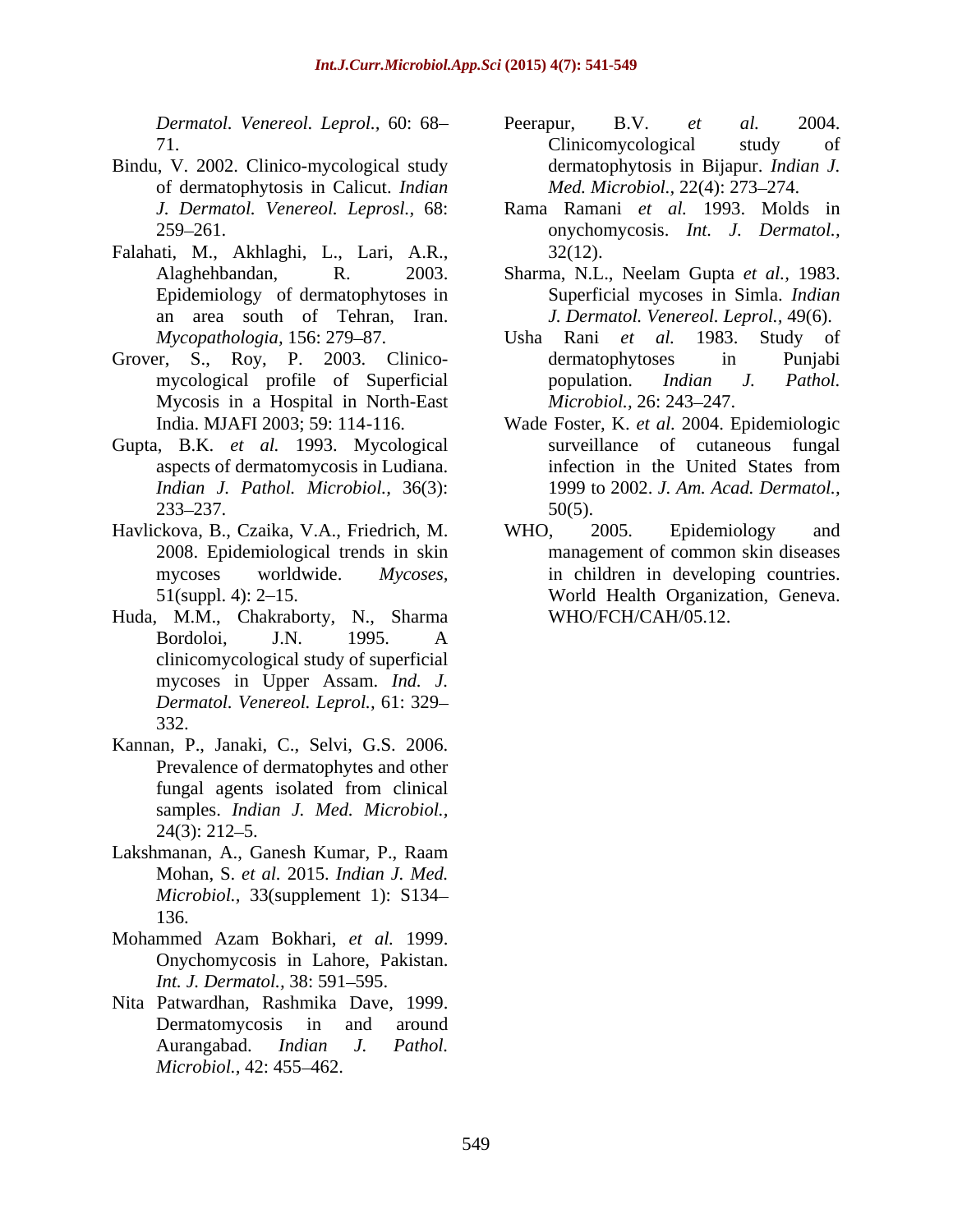*Dermatol. Venereol. Leprol.,* 60: 68–71.

Bindu, V. 2002. Clinico-mycological study of dermatophytosis in Calicut. *Indian J. Dermatol. Venereol. Leprosl.,* 68: 259–261.

Falahati, M., Akhlaghi, L., Lari, A.R., Alaghehbandan, R. 2003. Epidemiology of dermatophytoses in an area south of Tehran, Iran. *Mycopathologia,* 156: 279–87.

Grover, S., Roy, P. 2003. Clinico-mycological profile of Superficial Mycosis in a Hospital in North-East India. MJAFI 2003; 59: 114-116.

Gupta, B.K. *et al.* 1993. Mycological aspects of dermatomycosis in Ludiana. *Indian J. Pathol. Microbiol.,* 36(3): 233–237.

Havlickova, B., Czaika, V.A., Friedrich, M. 2008. Epidemiological trends in skin mycoses worldwide. *Mycoses,* 51(suppl. 4): 2–15.

Huda, M.M., Chakraborty, N., Sharma Bordoloi, J.N. 1995. A clinicomycological study of superficial mycoses in Upper Assam. *Ind. J. Dermatol. Venereol. Leprol.,* 61: 329–332.

Kannan, P., Janaki, C., Selvi, G.S. 2006. Prevalence of dermatophytes and other fungal agents isolated from clinical samples. *Indian J. Med. Microbiol.,* 24(3): 212–5.

Lakshmanan, A., Ganesh Kumar, P., Raam Mohan, S. *et al.* 2015. *Indian J. Med. Microbiol.,* 33(supplement 1): S134–136.

Mohammed Azam Bokhari, *et al.* 1999. Onychomycosis in Lahore, Pakistan. *Int. J. Dermatol.,* 38: 591–595.

Nita Patwardhan, Rashmika Dave, 1999. Dermatomycosis in and around Aurangabad. *Indian J. Pathol. Microbiol.,* 42: 455–462.

Peerapur, B.V. *et al.* 2004. Clinicomycological study of dermatophytosis in Bijapur. *Indian J. Med. Microbiol.,* 22(4): 273–274.

Rama Ramani *et al.* 1993. Molds in onychomycosis. *Int. J. Dermatol.,* 32(12).

Sharma, N.L., Neelam Gupta *et al.,* 1983. Superficial mycoses in Simla. *Indian J. Dermatol. Venereol. Leprol.,* 49(6).

Usha Rani *et al.* 1983. Study of dermatophytoses in Punjabi population. *Indian J. Pathol. Microbiol.,* 26: 243–247.

Wade Foster, K. *et al.* 2004. Epidemiologic surveillance of cutaneous fungal infection in the United States from 1999 to 2002. *J. Am. Acad. Dermatol.,* 50(5).

WHO, 2005. Epidemiology and management of common skin diseases in children in developing countries. World Health Organization, Geneva. WHO/FCH/CAH/05.12.